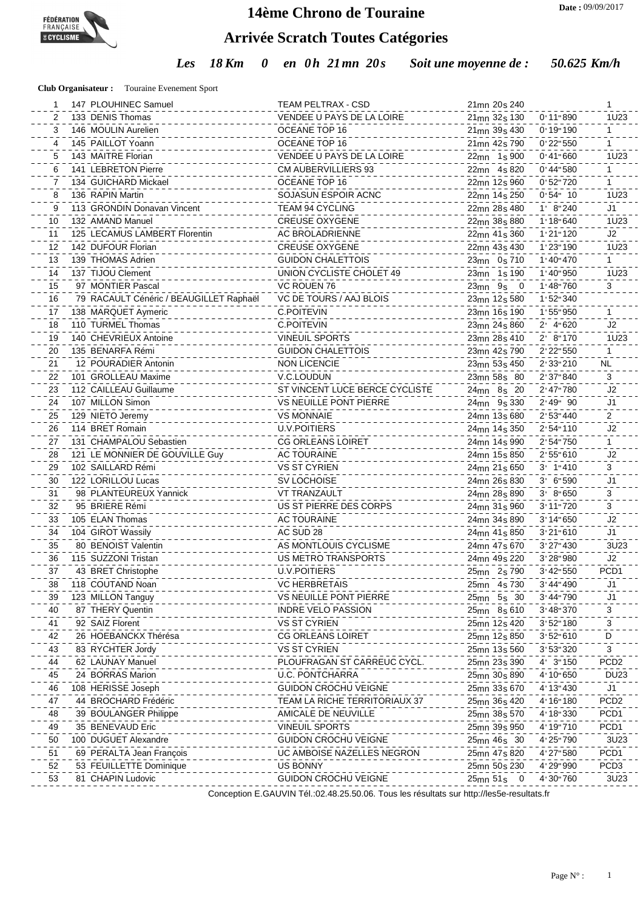Date : 09/09/2017

# 14ème Chrono de Touraine

## Arrivée Scratch Toutes Catégories

***Les 18 Km 0 en 0h 21mn 20s Soit une moyenne de : 50.625 Km/h***

**Club Organisateur :** Touraine Evenement Sport

| | | | | | | |
|---|---|---|---|---|---|---|
| 1 | 147 | PLOUHINEC Samuel | TEAM PELTRAX - CSD | 21mn 20s 240 | | 1 |
| 2 | 133 | DENIS Thomas | VENDEE U PAYS DE LA LOIRE | 21mn 32s 130 | 0' 11" 890 | 1U23 |
| 3 | 146 | MOULIN Aurelien | OCEANE TOP 16 | 21mn 39s 430 | 0' 19" 190 | 1 |
| 4 | 145 | PAILLOT Yoann | OCEANE TOP 16 | 21mn 42s 790 | 0' 22" 550 | 1 |
| 5 | 143 | MAITRE Florian | VENDEE U PAYS DE LA LOIRE | 22mn 1s 900 | 0' 41" 660 | 1U23 |
| 6 | 141 | LEBRETON Pierre | CM AUBERVILLIERS 93 | 22mn 4s 820 | 0' 44" 580 | 1 |
| 7 | 134 | GUICHARD Mickael | OCEANE TOP 16 | 22mn 12s 960 | 0' 52" 720 | 1 |
| 8 | 136 | RAPIN Martin | SOJASUN ESPOIR ACNC | 22mn 14s 250 | 0' 54" 10 | 1U23 |
| 9 | 113 | GRONDIN Donavan Vincent | TEAM 94 CYCLING | 22mn 28s 480 | 1' 8" 240 | J1 |
| 10 | 132 | AMAND Manuel | CREUSE OXYGENE | 22mn 38s 880 | 1' 18" 640 | 1U23 |
| 11 | 125 | LECAMUS LAMBERT Florentin | AC BROLADRIENNE | 22mn 41s 360 | 1' 21" 120 | J2 |
| 12 | 142 | DUFOUR Florian | CREUSE OXYGENE | 22mn 43s 430 | 1' 23" 190 | 1U23 |
| 13 | 139 | THOMAS Adrien | GUIDON CHALETTOIS | 23mn 0s 710 | 1' 40" 470 | 1 |
| 14 | 137 | TIJOU Clement | UNION CYCLISTE CHOLET 49 | 23mn 1s 190 | 1' 40" 950 | 1U23 |
| 15 | 97 | MONTIER Pascal | VC ROUEN 76 | 23mn 9s 0 | 1' 48" 760 | 3 |
| 16 | 79 | RACAULT Cénéric / BEAUGILLET Raphaël | VC DE TOURS / AAJ BLOIS | 23mn 12s 580 | 1' 52" 340 | |
| 17 | 138 | MARQUET Aymeric | C.POITEVIN | 23mn 16s 190 | 1' 55" 950 | 1 |
| 18 | 110 | TURMEL Thomas | C.POITEVIN | 23mn 24s 860 | 2' 4" 620 | J2 |
| 19 | 140 | CHEVRIEUX Antoine | VINEUIL SPORTS | 23mn 28s 410 | 2' 8" 170 | 1U23 |
| 20 | 135 | BENARFA Rémi | GUIDON CHALETTOIS | 23mn 42s 790 | 2' 22" 550 | 1 |
| 21 | 12 | POURADIER Antonin | NON LICENCIE | 23mn 53s 450 | 2' 33" 210 | NL |
| 22 | 101 | GROLLEAU Maxime | V.C.LOUDUN | 23mn 58s 80 | 2' 37" 840 | 3 |
| 23 | 112 | CAILLEAU Guillaume | ST VINCENT LUCE BERCE CYCLISTE | 24mn 8s 20 | 2' 47" 780 | J2 |
| 24 | 107 | MILLON Simon | VS NEUILLE PONT PIERRE | 24mn 9s 330 | 2' 49" 90 | J1 |
| 25 | 129 | NIETO Jeremy | VS MONNAIE | 24mn 13s 680 | 2' 53" 440 | 2 |
| 26 | 114 | BRET Romain | U.V.POITIERS | 24mn 14s 350 | 2' 54" 110 | J2 |
| 27 | 131 | CHAMPALOU Sebastien | CG ORLEANS LOIRET | 24mn 14s 990 | 2' 54" 750 | 1 |
| 28 | 121 | LE MONNIER DE GOUVILLE Guy | AC TOURAINE | 24mn 15s 850 | 2' 55" 610 | J2 |
| 29 | 102 | SAILLARD Rémi | VS ST CYRIEN | 24mn 21s 650 | 3' 1" 410 | 3 |
| 30 | 122 | LORILLOU Lucas | SV LOCHOISE | 24mn 26s 830 | 3' 6" 590 | J1 |
| 31 | 98 | PLANTEUREUX Yannick | VT TRANZAULT | 24mn 28s 890 | 3' 8" 650 | 3 |
| 32 | 95 | BRIERE Rémi | US ST PIERRE DES CORPS | 24mn 31s 960 | 3' 11" 720 | 3 |
| 33 | 105 | ELAN Thomas | AC TOURAINE | 24mn 34s 890 | 3' 14" 650 | J2 |
| 34 | 104 | GIROT Wassily | AC SUD 28 | 24mn 41s 850 | 3' 21" 610 | J1 |
| 35 | 80 | BENOIST Valentin | AS MONTLOUIS CYCLISME | 24mn 47s 670 | 3' 27" 430 | 3U23 |
| 36 | 115 | SUZZONI Tristan | US METRO TRANSPORTS | 24mn 49s 220 | 3' 28" 980 | J2 |
| 37 | 43 | BRET Christophe | U.V.POITIERS | 25mn 2s 790 | 3' 42" 550 | PCD1 |
| 38 | 118 | COUTAND Noan | VC HERBRETAIS | 25mn 4s 730 | 3' 44" 490 | J1 |
| 39 | 123 | MILLON Tanguy | VS NEUILLE PONT PIERRE | 25mn 5s 30 | 3' 44" 790 | J1 |
| 40 | 87 | THERY Quentin | INDRE VELO PASSION | 25mn 8s 610 | 3' 48" 370 | 3 |
| 41 | 92 | SAIZ Florent | VS ST CYRIEN | 25mn 12s 420 | 3' 52" 180 | 3 |
| 42 | 26 | HOEBANCKX Thérésa | CG ORLEANS LOIRET | 25mn 12s 850 | 3' 52" 610 | D |
| 43 | 83 | RYCHTER Jordy | VS ST CYRIEN | 25mn 13s 560 | 3' 53" 320 | 3 |
| 44 | 62 | LAUNAY Manuel | PLOUFRAGAN ST CARREUC CYCL. | 25mn 23s 390 | 4' 3" 150 | PCD2 |
| 45 | 24 | BORRAS Marion | U.C. PONTCHARRA | 25mn 30s 890 | 4' 10" 650 | DU23 |
| 46 | 108 | HERISSE Joseph | GUIDON CROCHU VEIGNE | 25mn 33s 670 | 4' 13" 430 | J1 |
| 47 | 44 | BROCHARD Frédéric | TEAM LA RICHE TERRITORIAUX 37 | 25mn 36s 420 | 4' 16" 180 | PCD2 |
| 48 | 39 | BOULANGER Philippe | AMICALE DE NEUVILLE | 25mn 38s 570 | 4' 18" 330 | PCD1 |
| 49 | 35 | BENEVAUD Eric | VINEUIL SPORTS | 25mn 39s 950 | 4' 19" 710 | PCD1 |
| 50 | 100 | DUGUET Alexandre | GUIDON CROCHU VEIGNE | 25mn 46s 30 | 4' 25" 790 | 3U23 |
| 51 | 69 | PERALTA Jean François | UC AMBOISE NAZELLES NEGRON | 25mn 47s 820 | 4' 27" 580 | PCD1 |
| 52 | 53 | FEUILLETTE Dominique | US BONNY | 25mn 50s 230 | 4' 29" 990 | PCD3 |
| 53 | 81 | CHAPIN Ludovic | GUIDON CROCHU VEIGNE | 25mn 51s 0 | 4' 30" 760 | 3U23 |

Conception E.GAUVIN Tél.:02.48.25.50.06. Tous les résultats sur http://les5e-resultats.fr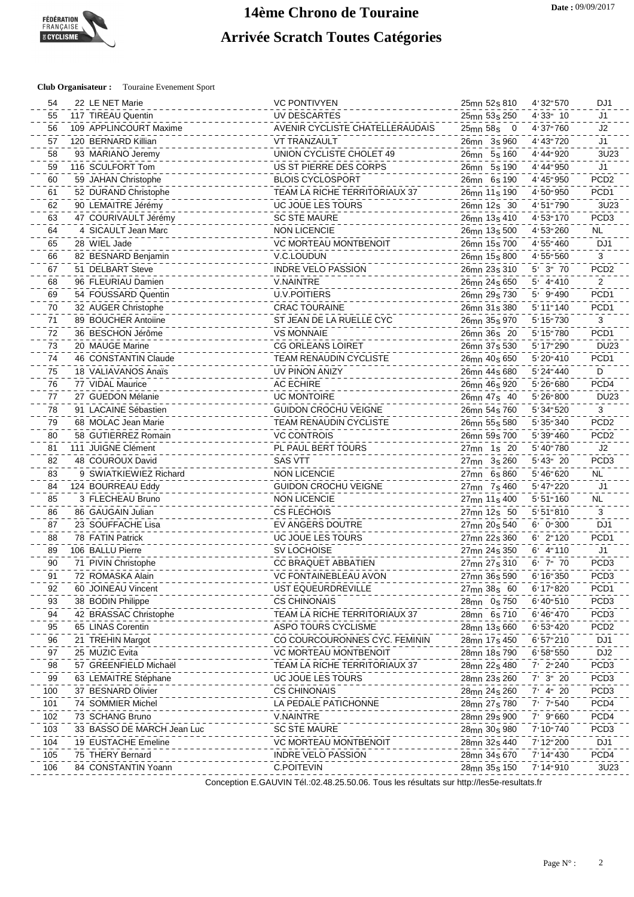# 14ème Chrono de Touraine

## Arrivée Scratch Toutes Catégories

Date : 09/09/2017

**Club Organisateur :** Touraine Evenement Sport

| | | | | | | |
|---|---|---|---|---|---|---|
| 54 | 22 | LE NET Marie | VC PONTIVYEN | 25mn 52s 810 | 4' 32" 570 | DJ1 |
| 55 | 117 | TIREAU Quentin | UV DESCARTES | 25mn 53s 250 | 4' 33" 10 | J1 |
| 56 | 109 | APPLINCOURT Maxime | AVENIR CYCLISTE CHATELLERAUDAIS | 25mn 58s 0 | 4' 37" 760 | J2 |
| 57 | 120 | BERNARD Killian | VT TRANZAULT | 26mn 3s 960 | 4' 43" 720 | J1 |
| 58 | 93 | MARIANO Jeremy | UNION CYCLISTE CHOLET 49 | 26mn 5s 160 | 4' 44" 920 | 3U23 |
| 59 | 116 | SCULFORT Tom | US ST PIERRE DES CORPS | 26mn 5s 190 | 4' 44" 950 | J1 |
| 60 | 59 | JAHAN Christophe | BLOIS CYCLOSPORT | 26mn 6s 190 | 4' 45" 950 | PCD2 |
| 61 | 52 | DURAND Christophe | TEAM LA RICHE TERRITORIAUX 37 | 26mn 11s 190 | 4' 50" 950 | PCD1 |
| 62 | 90 | LEMAITRE Jérémy | UC JOUE LES TOURS | 26mn 12s 30 | 4' 51" 790 | 3U23 |
| 63 | 47 | COURIVAULT Jérémy | SC STE MAURE | 26mn 13s 410 | 4' 53" 170 | PCD3 |
| 64 | 4 | SICAULT Jean Marc | NON LICENCIE | 26mn 13s 500 | 4' 53" 260 | NL |
| 65 | 28 | WIEL Jade | VC MORTEAU MONTBENOIT | 26mn 15s 700 | 4' 55" 460 | DJ1 |
| 66 | 82 | BESNARD Benjamin | V.C.LOUDUN | 26mn 15s 800 | 4' 55" 560 | 3 |
| 67 | 51 | DELBART Steve | INDRE VELO PASSION | 26mn 23s 310 | 5' 3" 70 | PCD2 |
| 68 | 96 | FLEURIAU Damien | V.NAINTRE | 26mn 24s 650 | 5' 4" 410 | 2 |
| 69 | 54 | FOUSSARD Quentin | U.V.POITIERS | 26mn 29s 730 | 5' 9" 490 | PCD1 |
| 70 | 32 | AUGER Christophe | CRAC TOURAINE | 26mn 31s 380 | 5' 11" 140 | PCD1 |
| 71 | 89 | BOUCHER Antoiine | ST JEAN DE LA RUELLE CYC | 26mn 35s 970 | 5' 15" 730 | 3 |
| 72 | 36 | BESCHON Jérôme | VS MONNAIE | 26mn 36s 20 | 5' 15" 780 | PCD1 |
| 73 | 20 | MAUGE Marine | CG ORLEANS LOIRET | 26mn 37s 530 | 5' 17" 290 | DU23 |
| 74 | 46 | CONSTANTIN Claude | TEAM RENAUDIN CYCLISTE | 26mn 40s 650 | 5' 20" 410 | PCD1 |
| 75 | 18 | VALIAVANOS Anaïs | UV PINON ANIZY | 26mn 44s 680 | 5' 24" 440 | D |
| 76 | 77 | VIDAL Maurice | AC ECHIRE | 26mn 46s 920 | 5' 26" 680 | PCD4 |
| 77 | 27 | GUEDON Mélanie | UC MONTOIRE | 26mn 47s 40 | 5' 26" 800 | DU23 |
| 78 | 91 | LACAINE Sébastien | GUIDON CROCHU VEIGNE | 26mn 54s 760 | 5' 34" 520 | 3 |
| 79 | 68 | MOLAC Jean Marie | TEAM RENAUDIN CYCLISTE | 26mn 55s 580 | 5' 35" 340 | PCD2 |
| 80 | 58 | GUTIERREZ Romain | VC CONTROIS | 26mn 59s 700 | 5' 39" 460 | PCD2 |
| 81 | 111 | JUIGNE Clément | PL PAUL BERT TOURS | 27mn 1s 20 | 5' 40" 780 | J2 |
| 82 | 48 | COUROUX David | SAS VTT | 27mn 3s 260 | 5' 43" 20 | PCD3 |
| 83 | 9 | SWIATKIEWIEZ Richard | NON LICENCIE | 27mn 6s 860 | 5' 46" 620 | NL |
| 84 | 124 | BOURREAU Eddy | GUIDON CROCHU VEIGNE | 27mn 7s 460 | 5' 47" 220 | J1 |
| 85 | 3 | FLECHEAU Bruno | NON LICENCIE | 27mn 11s 400 | 5' 51" 160 | NL |
| 86 | 86 | GAUGAIN Julian | CS FLECHOIS | 27mn 12s 50 | 5' 51" 810 | 3 |
| 87 | 23 | SOUFFACHE Lisa | EV ANGERS DOUTRE | 27mn 20s 540 | 6' 0" 300 | DJ1 |
| 88 | 78 | FATIN Patrick | UC JOUE LES TOURS | 27mn 22s 360 | 6' 2" 120 | PCD1 |
| 89 | 106 | BALLU Pierre | SV LOCHOISE | 27mn 24s 350 | 6' 4" 110 | J1 |
| 90 | 71 | PIVIN Christophe | CC BRAQUET ABBATIEN | 27mn 27s 310 | 6' 7" 70 | PCD3 |
| 91 | 72 | ROMASKA Alain | VC FONTAINEBLEAU AVON | 27mn 36s 590 | 6' 16" 350 | PCD3 |
| 92 | 60 | JOINEAU Vincent | UST EQUEURDREVILLE | 27mn 38s 60 | 6' 17" 820 | PCD1 |
| 93 | 38 | BODIN Philippe | CS CHINONAIS | 28mn 0s 750 | 6' 40" 510 | PCD3 |
| 94 | 42 | BRASSAC Christophe | TEAM LA RICHE TERRITORIAUX 37 | 28mn 6s 710 | 6' 46" 470 | PCD3 |
| 95 | 65 | LINAS Corentin | ASPO TOURS CYCLISME | 28mn 13s 660 | 6' 53" 420 | PCD2 |
| 96 | 21 | TREHIN Margot | CO COURCOURONNES CYC. FEMININ | 28mn 17s 450 | 6' 57" 210 | DJ1 |
| 97 | 25 | MUZIC Evita | VC MORTEAU MONTBENOIT | 28mn 18s 790 | 6' 58" 550 | DJ2 |
| 98 | 57 | GREENFIELD Michaël | TEAM LA RICHE TERRITORIAUX 37 | 28mn 22s 480 | 7' 2" 240 | PCD3 |
| 99 | 63 | LEMAITRE Stéphane | UC JOUE LES TOURS | 28mn 23s 260 | 7' 3" 20 | PCD3 |
| 100 | 37 | BESNARD Olivier | CS CHINONAIS | 28mn 24s 260 | 7' 4" 20 | PCD3 |
| 101 | 74 | SOMMIER Michel | LA PEDALE PATICHONNE | 28mn 27s 780 | 7' 7" 540 | PCD4 |
| 102 | 73 | SCHANG Bruno | V.NAINTRE | 28mn 29s 900 | 7' 9" 660 | PCD4 |
| 103 | 33 | BASSO DE MARCH Jean Luc | SC STE MAURE | 28mn 30s 980 | 7' 10" 740 | PCD3 |
| 104 | 19 | EUSTACHE Emeline | VC MORTEAU MONTBENOIT | 28mn 32s 440 | 7' 12" 200 | DJ1 |
| 105 | 75 | THERY Bernard | INDRE VELO PASSION | 28mn 34s 670 | 7' 14" 430 | PCD4 |
| 106 | 84 | CONSTANTIN Yoann | C.POITEVIN | 28mn 35s 150 | 7' 14" 910 | 3U23 |

Conception E.GAUVIN Tél.:02.48.25.50.06. Tous les résultats sur http://les5e-resultats.fr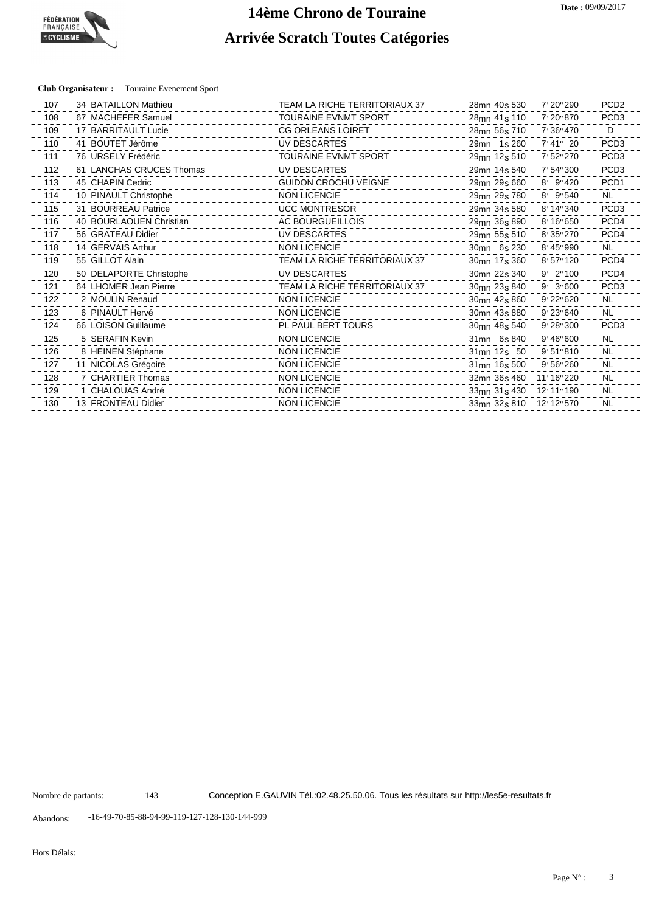# 14ème Chrono de Touraine

# Arrivée Scratch Toutes Catégories

Date : 09/09/2017

**Club Organisateur :** Touraine Evenement Sport

| | | | | | | |
|---|---|---|---|---|---|---|
| 107 | 34 | BATAILLON Mathieu | TEAM LA RICHE TERRITORIAUX 37 | 28mn 40s 530 | 7' 20" 290 | PCD2 |
| 108 | 67 | MACHEFER Samuel | TOURAINE EVNMT SPORT | 28mn 41s 110 | 7' 20" 870 | PCD3 |
| 109 | 17 | BARRITAULT Lucie | CG ORLEANS LOIRET | 28mn 56s 710 | 7' 36" 470 | D |
| 110 | 41 | BOUTET Jérôme | UV DESCARTES | 29mn 1s 260 | 7' 41" 20 | PCD3 |
| 111 | 76 | URSELY Frédéric | TOURAINE EVNMT SPORT | 29mn 12s 510 | 7' 52" 270 | PCD3 |
| 112 | 61 | LANCHAS CRUCES Thomas | UV DESCARTES | 29mn 14s 540 | 7' 54" 300 | PCD3 |
| 113 | 45 | CHAPIN Cedric | GUIDON CROCHU VEIGNE | 29mn 29s 660 | 8' 9" 420 | PCD1 |
| 114 | 10 | PINAULT Christophe | NON LICENCIE | 29mn 29s 780 | 8' 9" 540 | NL |
| 115 | 31 | BOURREAU Patrice | UCC MONTRESOR | 29mn 34s 580 | 8' 14" 340 | PCD3 |
| 116 | 40 | BOURLAOUEN Christian | AC BOURGUEILLOIS | 29mn 36s 890 | 8' 16" 650 | PCD4 |
| 117 | 56 | GRATEAU Didier | UV DESCARTES | 29mn 55s 510 | 8' 35" 270 | PCD4 |
| 118 | 14 | GERVAIS Arthur | NON LICENCIE | 30mn 6s 230 | 8' 45" 990 | NL |
| 119 | 55 | GILLOT Alain | TEAM LA RICHE TERRITORIAUX 37 | 30mn 17s 360 | 8' 57" 120 | PCD4 |
| 120 | 50 | DELAPORTE Christophe | UV DESCARTES | 30mn 22s 340 | 9' 2" 100 | PCD4 |
| 121 | 64 | LHOMER Jean Pierre | TEAM LA RICHE TERRITORIAUX 37 | 30mn 23s 840 | 9' 3" 600 | PCD3 |
| 122 | 2 | MOULIN Renaud | NON LICENCIE | 30mn 42s 860 | 9' 22" 620 | NL |
| 123 | 6 | PINAULT Hervé | NON LICENCIE | 30mn 43s 880 | 9' 23" 640 | NL |
| 124 | 66 | LOISON Guillaume | PL PAUL BERT TOURS | 30mn 48s 540 | 9' 28" 300 | PCD3 |
| 125 | 5 | SERAFIN Kevin | NON LICENCIE | 31mn 6s 840 | 9' 46" 600 | NL |
| 126 | 8 | HEINEN Stéphane | NON LICENCIE | 31mn 12s 50 | 9' 51" 810 | NL |
| 127 | 11 | NICOLAS Grégoire | NON LICENCIE | 31mn 16s 500 | 9' 56" 260 | NL |
| 128 | 7 | CHARTIER Thomas | NON LICENCIE | 32mn 36s 460 | 11' 16" 220 | NL |
| 129 | 1 | CHALOUAS André | NON LICENCIE | 33mn 31s 430 | 12' 11" 190 | NL |
| 130 | 13 | FRONTEAU Didier | NON LICENCIE | 33mn 32s 810 | 12' 12" 570 | NL |

Nombre de partants: 143

Conception E.GAUVIN Tél.:02.48.25.50.06. Tous les résultats sur http://les5e-resultats.fr

Abandons: -16-49-70-85-88-94-99-119-127-128-130-144-999

Hors Délais: